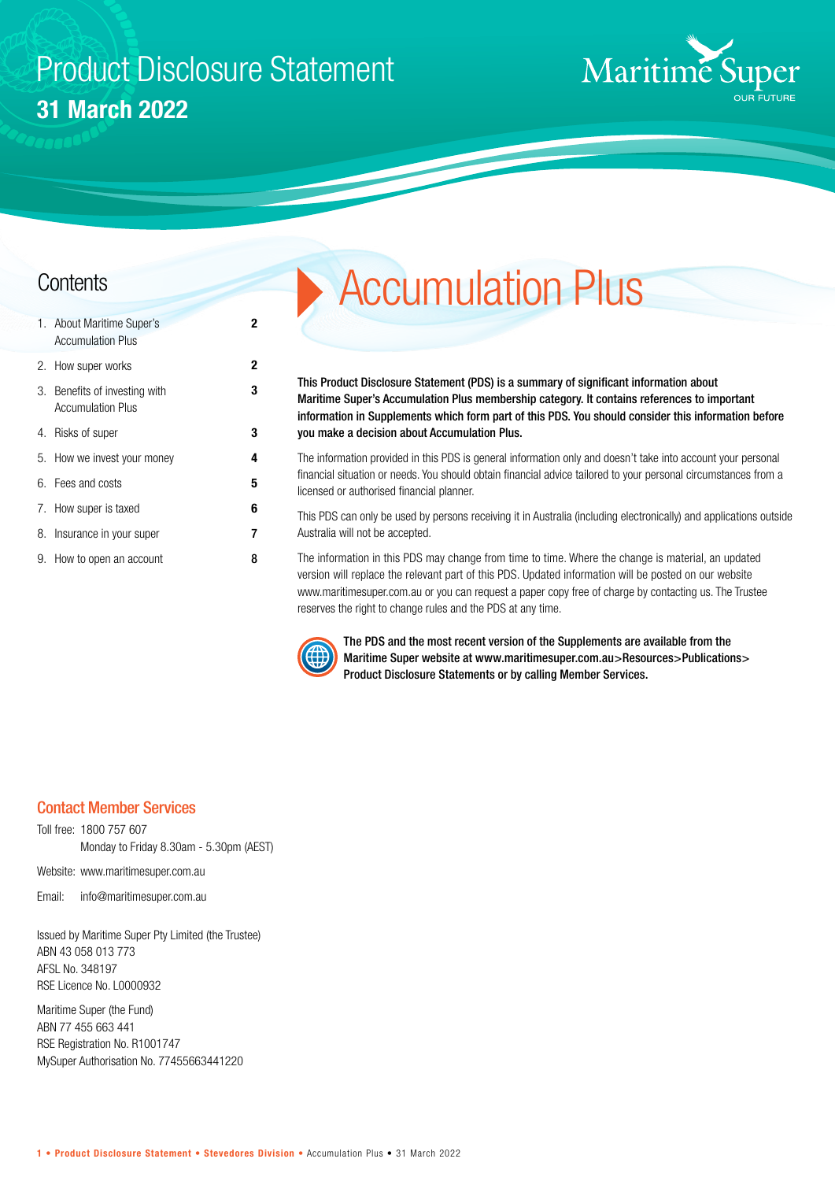# Product Disclosure Statement

**31 March 2022**

Maritime Super
OUR FUTURE

## Contents

| | |
|---|---|
| 1. About Maritime Super's Accumulation Plus | **2** |
| 2. How super works | **2** |
| 3. Benefits of investing with Accumulation Plus | **3** |
| 4. Risks of super | **3** |
| 5. How we invest your money | **4** |
| 6. Fees and costs | **5** |
| 7. How super is taxed | **6** |
| 8. Insurance in your super | **7** |
| 9. How to open an account | **8** |

# Accumulation Plus

**This Product Disclosure Statement (PDS) is a summary of significant information about Maritime Super's Accumulation Plus membership category. It contains references to important information in Supplements which form part of this PDS. You should consider this information before you make a decision about Accumulation Plus.**

The information provided in this PDS is general information only and doesn't take into account your personal financial situation or needs. You should obtain financial advice tailored to your personal circumstances from a licensed or authorised financial planner.

This PDS can only be used by persons receiving it in Australia (including electronically) and applications outside Australia will not be accepted.

The information in this PDS may change from time to time. Where the change is material, an updated version will replace the relevant part of this PDS. Updated information will be posted on our website www.maritimesuper.com.au or you can request a paper copy free of charge by contacting us. The Trustee reserves the right to change rules and the PDS at any time.

**The PDS and the most recent version of the Supplements are available from the Maritime Super website at www.maritimesuper.com.au>Resources>Publications> Product Disclosure Statements or by calling Member Services.**

## Contact Member Services

Toll free: 1800 757 607
Monday to Friday 8.30am - 5.30pm (AEST)

Website: www.maritimesuper.com.au

Email: info@maritimesuper.com.au

Issued by Maritime Super Pty Limited (the Trustee)
ABN 43 058 013 773
AFSL No. 348197
RSE Licence No. L0000932

Maritime Super (the Fund)
ABN 77 455 663 441
RSE Registration No. R1001747
MySuper Authorisation No. 77455663441220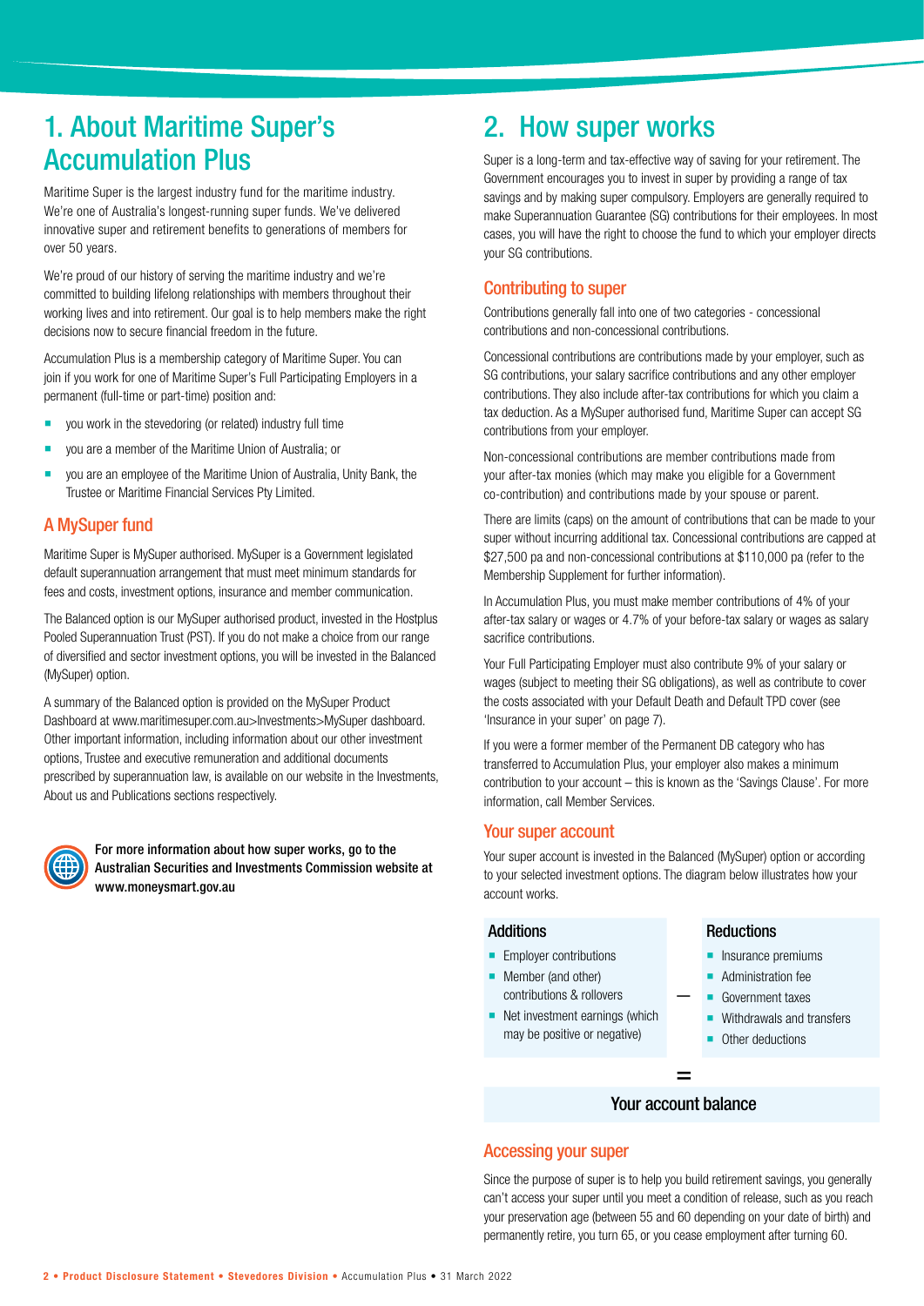# 1. About Maritime Super's Accumulation Plus

Maritime Super is the largest industry fund for the maritime industry. We're one of Australia's longest-running super funds. We've delivered innovative super and retirement benefits to generations of members for over 50 years.

We're proud of our history of serving the maritime industry and we're committed to building lifelong relationships with members throughout their working lives and into retirement. Our goal is to help members make the right decisions now to secure financial freedom in the future.

Accumulation Plus is a membership category of Maritime Super. You can join if you work for one of Maritime Super's Full Participating Employers in a permanent (full-time or part-time) position and:

- you work in the stevedoring (or related) industry full time
- you are a member of the Maritime Union of Australia; or
- you are an employee of the Maritime Union of Australia, Unity Bank, the Trustee or Maritime Financial Services Pty Limited.

## A MySuper fund

Maritime Super is MySuper authorised. MySuper is a Government legislated default superannuation arrangement that must meet minimum standards for fees and costs, investment options, insurance and member communication.

The Balanced option is our MySuper authorised product, invested in the Hostplus Pooled Superannuation Trust (PST). If you do not make a choice from our range of diversified and sector investment options, you will be invested in the Balanced (MySuper) option.

A summary of the Balanced option is provided on the MySuper Product Dashboard at www.maritimesuper.com.au>Investments>MySuper dashboard. Other important information, including information about our other investment options, Trustee and executive remuneration and additional documents prescribed by superannuation law, is available on our website in the Investments, About us and Publications sections respectively.

**For more information about how super works, go to the Australian Securities and Investments Commission website at www.moneysmart.gov.au**

# 2. How super works

Super is a long-term and tax-effective way of saving for your retirement. The Government encourages you to invest in super by providing a range of tax savings and by making super compulsory. Employers are generally required to make Superannuation Guarantee (SG) contributions for their employees. In most cases, you will have the right to choose the fund to which your employer directs your SG contributions.

## Contributing to super

Contributions generally fall into one of two categories - concessional contributions and non-concessional contributions.

Concessional contributions are contributions made by your employer, such as SG contributions, your salary sacrifice contributions and any other employer contributions. They also include after-tax contributions for which you claim a tax deduction. As a MySuper authorised fund, Maritime Super can accept SG contributions from your employer.

Non-concessional contributions are member contributions made from your after-tax monies (which may make you eligible for a Government co-contribution) and contributions made by your spouse or parent.

There are limits (caps) on the amount of contributions that can be made to your super without incurring additional tax. Concessional contributions are capped at $27,500 pa and non-concessional contributions at $110,000 pa (refer to the Membership Supplement for further information).

In Accumulation Plus, you must make member contributions of 4% of your after-tax salary or wages or 4.7% of your before-tax salary or wages as salary sacrifice contributions.

Your Full Participating Employer must also contribute 9% of your salary or wages (subject to meeting their SG obligations), as well as contribute to cover the costs associated with your Default Death and Default TPD cover (see 'Insurance in your super' on page 7).

If you were a former member of the Permanent DB category who has transferred to Accumulation Plus, your employer also makes a minimum contribution to your account – this is known as the 'Savings Clause'. For more information, call Member Services.

## Your super account

Your super account is invested in the Balanced (MySuper) option or according to your selected investment options. The diagram below illustrates how your account works.

| Additions | | Reductions |
|---|---|---|
| Employer contributions<br>Member (and other) contributions & rollovers<br>Net investment earnings (which may be positive or negative) | – | Insurance premiums<br>Administration fee<br>Government taxes<br>Withdrawals and transfers<br>Other deductions |

=

**Your account balance**

## Accessing your super

Since the purpose of super is to help you build retirement savings, you generally can't access your super until you meet a condition of release, such as you reach your preservation age (between 55 and 60 depending on your date of birth) and permanently retire, you turn 65, or you cease employment after turning 60.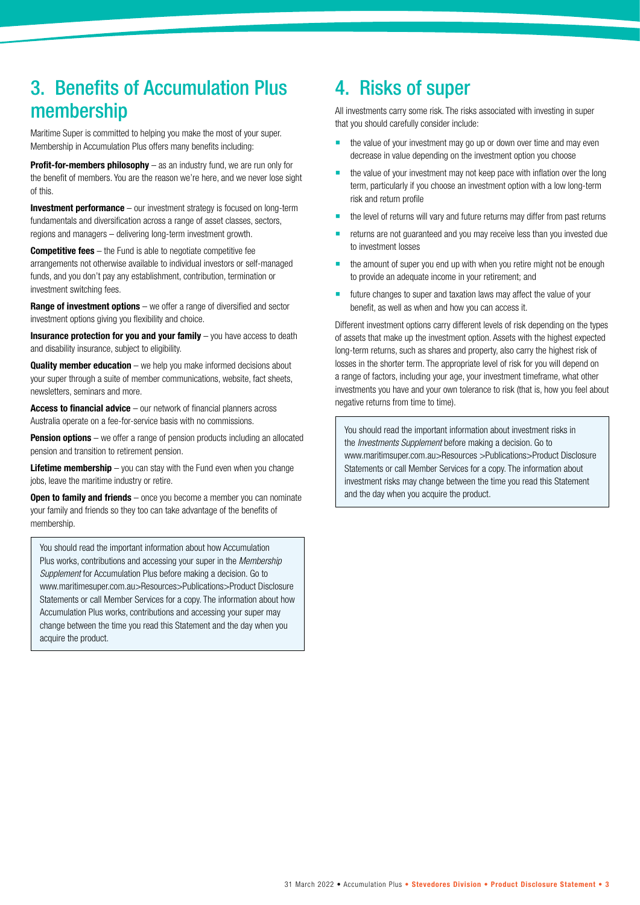## 3. Benefits of Accumulation Plus membership

Maritime Super is committed to helping you make the most of your super. Membership in Accumulation Plus offers many benefits including:

**Profit-for-members philosophy** – as an industry fund, we are run only for the benefit of members. You are the reason we're here, and we never lose sight of this.

**Investment performance** – our investment strategy is focused on long-term fundamentals and diversification across a range of asset classes, sectors, regions and managers – delivering long-term investment growth.

**Competitive fees** – the Fund is able to negotiate competitive fee arrangements not otherwise available to individual investors or self-managed funds, and you don't pay any establishment, contribution, termination or investment switching fees.

**Range of investment options** – we offer a range of diversified and sector investment options giving you flexibility and choice.

**Insurance protection for you and your family** – you have access to death and disability insurance, subject to eligibility.

**Quality member education** – we help you make informed decisions about your super through a suite of member communications, website, fact sheets, newsletters, seminars and more.

**Access to financial advice** – our network of financial planners across Australia operate on a fee-for-service basis with no commissions.

**Pension options** – we offer a range of pension products including an allocated pension and transition to retirement pension.

**Lifetime membership** – you can stay with the Fund even when you change jobs, leave the maritime industry or retire.

**Open to family and friends** – once you become a member you can nominate your family and friends so they too can take advantage of the benefits of membership.

> You should read the important information about how Accumulation Plus works, contributions and accessing your super in the *Membership Supplement* for Accumulation Plus before making a decision. Go to www.maritimesuper.com.au>Resources>Publications>Product Disclosure Statements or call Member Services for a copy. The information about how Accumulation Plus works, contributions and accessing your super may change between the time you read this Statement and the day when you acquire the product.

## 4. Risks of super

All investments carry some risk. The risks associated with investing in super that you should carefully consider include:

- the value of your investment may go up or down over time and may even decrease in value depending on the investment option you choose
- the value of your investment may not keep pace with inflation over the long term, particularly if you choose an investment option with a low long-term risk and return profile
- the level of returns will vary and future returns may differ from past returns
- returns are not guaranteed and you may receive less than you invested due to investment losses
- the amount of super you end up with when you retire might not be enough to provide an adequate income in your retirement; and
- future changes to super and taxation laws may affect the value of your benefit, as well as when and how you can access it.

Different investment options carry different levels of risk depending on the types of assets that make up the investment option. Assets with the highest expected long-term returns, such as shares and property, also carry the highest risk of losses in the shorter term. The appropriate level of risk for you will depend on a range of factors, including your age, your investment timeframe, what other investments you have and your own tolerance to risk (that is, how you feel about negative returns from time to time).

> You should read the important information about investment risks in the *Investments Supplement* before making a decision. Go to www.maritimsuper.com.au>Resources >Publications>Product Disclosure Statements or call Member Services for a copy. The information about investment risks may change between the time you read this Statement and the day when you acquire the product.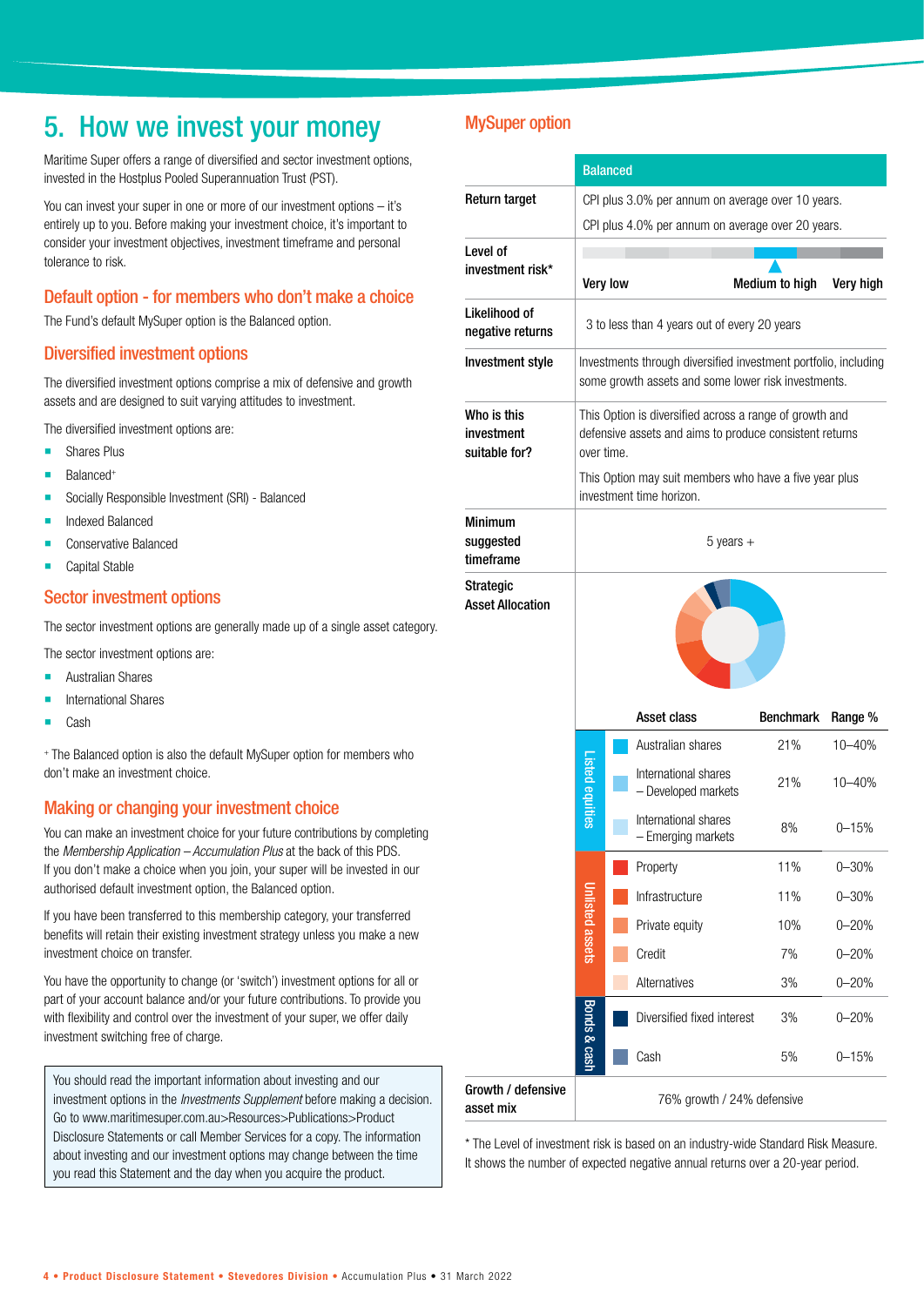# 5. How we invest your money

Maritime Super offers a range of diversified and sector investment options, invested in the Hostplus Pooled Superannuation Trust (PST).

You can invest your super in one or more of our investment options – it's entirely up to you. Before making your investment choice, it's important to consider your investment objectives, investment timeframe and personal tolerance to risk.

## Default option - for members who don't make a choice

The Fund's default MySuper option is the Balanced option.

## Diversified investment options

The diversified investment options comprise a mix of defensive and growth assets and are designed to suit varying attitudes to investment.

The diversified investment options are:

- Shares Plus
- Balanced+
- Socially Responsible Investment (SRI) - Balanced
- Indexed Balanced
- Conservative Balanced
- Capital Stable

## Sector investment options

The sector investment options are generally made up of a single asset category.

The sector investment options are:

- Australian Shares
- International Shares
- Cash

+ The Balanced option is also the default MySuper option for members who don't make an investment choice.

## Making or changing your investment choice

You can make an investment choice for your future contributions by completing the *Membership Application – Accumulation Plus* at the back of this PDS. If you don't make a choice when you join, your super will be invested in our authorised default investment option, the Balanced option.

If you have been transferred to this membership category, your transferred benefits will retain their existing investment strategy unless you make a new investment choice on transfer.

You have the opportunity to change (or 'switch') investment options for all or part of your account balance and/or your future contributions. To provide you with flexibility and control over the investment of your super, we offer daily investment switching free of charge.

> You should read the important information about investing and our investment options in the *Investments Supplement* before making a decision. Go to www.maritimesuper.com.au>Resources>Publications>Product Disclosure Statements or call Member Services for a copy. The information about investing and our investment options may change between the time you read this Statement and the day when you acquire the product.

## MySuper option

| | Balanced |
|---|---|
| **Return target** | CPI plus 3.0% per annum on average over 10 years.<br>CPI plus 4.0% per annum on average over 20 years. |
| **Level of investment risk*** | Very low — **Medium to high** — Very high |
| **Likelihood of negative returns** | 3 to less than 4 years out of every 20 years |
| **Investment style** | Investments through diversified investment portfolio, including some growth assets and some lower risk investments. |
| **Who is this investment suitable for?** | This Option is diversified across a range of growth and defensive assets and aims to produce consistent returns over time.<br>This Option may suit members who have a five year plus investment time horizon. |
| **Minimum suggested timeframe** | 5 years + |
| **Strategic Asset Allocation** | See table below |
| **Growth / defensive asset mix** | 76% growth / 24% defensive |

**Strategic Asset Allocation**

| | Asset class | Benchmark | Range % |
|---|---|---|---|
| Listed equities | Australian shares | 21% | 10–40% |
| | International shares – Developed markets | 21% | 10–40% |
| | International shares – Emerging markets | 8% | 0–15% |
| Unlisted assets | Property | 11% | 0–30% |
| | Infrastructure | 11% | 0–30% |
| | Private equity | 10% | 0–20% |
| | Credit | 7% | 0–20% |
| | Alternatives | 3% | 0–20% |
| Bonds & cash | Diversified fixed interest | 3% | 0–20% |
| | Cash | 5% | 0–15% |

\* The Level of investment risk is based on an industry-wide Standard Risk Measure. It shows the number of expected negative annual returns over a 20-year period.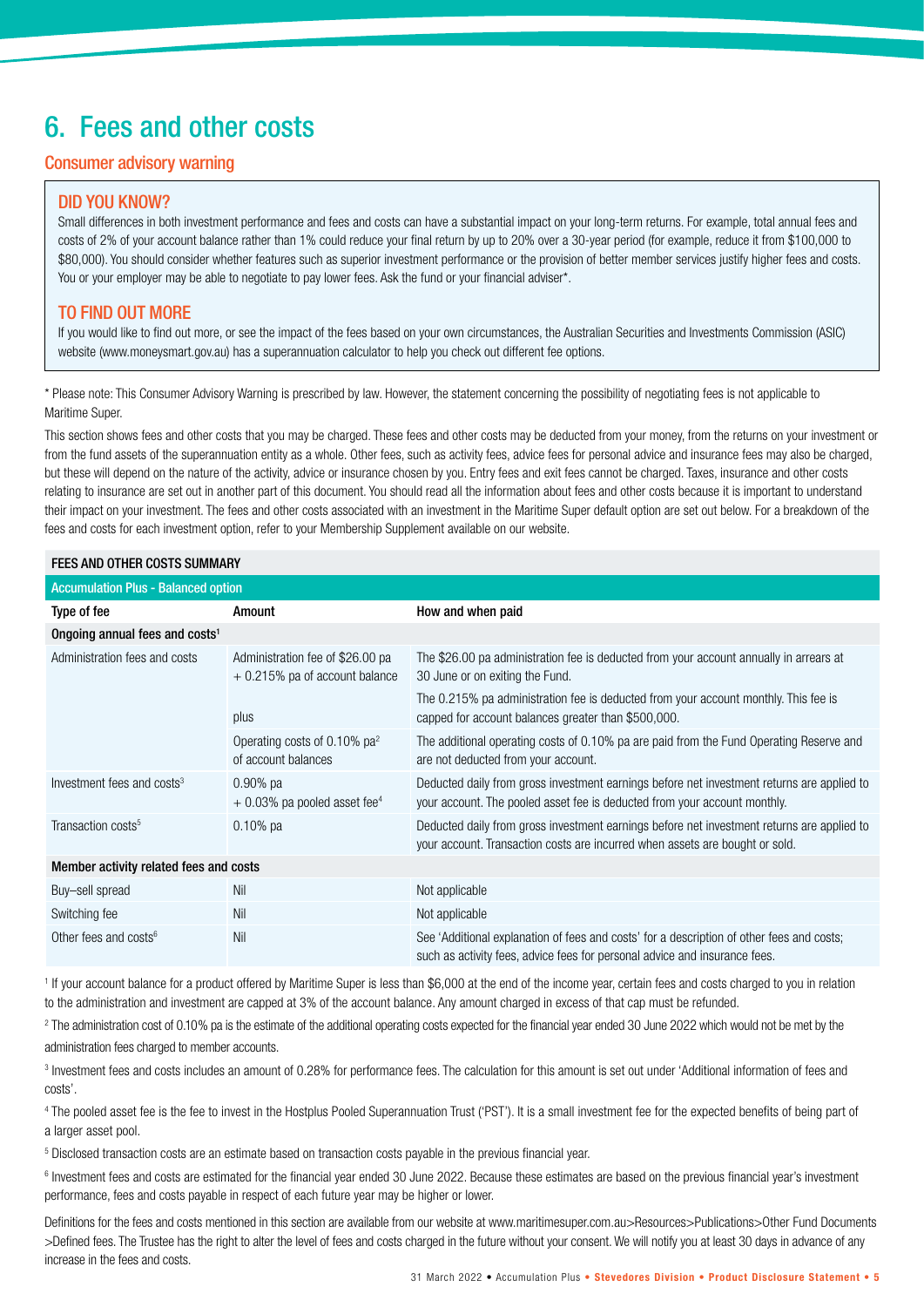# 6. Fees and other costs

## Consumer advisory warning

### DID YOU KNOW?

Small differences in both investment performance and fees and costs can have a substantial impact on your long-term returns. For example, total annual fees and costs of 2% of your account balance rather than 1% could reduce your final return by up to 20% over a 30-year period (for example, reduce it from $100,000 to $80,000). You should consider whether features such as superior investment performance or the provision of better member services justify higher fees and costs. You or your employer may be able to negotiate to pay lower fees. Ask the fund or your financial adviser*.

### TO FIND OUT MORE

If you would like to find out more, or see the impact of the fees based on your own circumstances, the Australian Securities and Investments Commission (ASIC) website (www.moneysmart.gov.au) has a superannuation calculator to help you check out different fee options.

* Please note: This Consumer Advisory Warning is prescribed by law. However, the statement concerning the possibility of negotiating fees is not applicable to Maritime Super.

This section shows fees and other costs that you may be charged. These fees and other costs may be deducted from your money, from the returns on your investment or from the fund assets of the superannuation entity as a whole. Other fees, such as activity fees, advice fees for personal advice and insurance fees may also be charged, but these will depend on the nature of the activity, advice or insurance chosen by you. Entry fees and exit fees cannot be charged. Taxes, insurance and other costs relating to insurance are set out in another part of this document. You should read all the information about fees and other costs because it is important to understand their impact on your investment. The fees and other costs associated with an investment in the Maritime Super default option are set out below. For a breakdown of the fees and costs for each investment option, refer to your Membership Supplement available on our website.

**FEES AND OTHER COSTS SUMMARY**

**Accumulation Plus - Balanced option**

| Type of fee | Amount | How and when paid |
|---|---|---|
| **Ongoing annual fees and costs[1]** | | |
| Administration fees and costs | Administration fee of $26.00 pa + 0.215% pa of account balance | The $26.00 pa administration fee is deducted from your account annually in arrears at 30 June or on exiting the Fund. |
| | plus | The 0.215% pa administration fee is deducted from your account monthly. This fee is capped for account balances greater than $500,000. |
| | Operating costs of 0.10% pa[2] of account balances | The additional operating costs of 0.10% pa are paid from the Fund Operating Reserve and are not deducted from your account. |
| Investment fees and costs[3] | 0.90% pa + 0.03% pa pooled asset fee[4] | Deducted daily from gross investment earnings before net investment returns are applied to your account. The pooled asset fee is deducted from your account monthly. |
| Transaction costs[5] | 0.10% pa | Deducted daily from gross investment earnings before net investment returns are applied to your account. Transaction costs are incurred when assets are bought or sold. |
| **Member activity related fees and costs** | | |
| Buy–sell spread | Nil | Not applicable |
| Switching fee | Nil | Not applicable |
| Other fees and costs[6] | Nil | See 'Additional explanation of fees and costs' for a description of other fees and costs; such as activity fees, advice fees for personal advice and insurance fees. |

[1] If your account balance for a product offered by Maritime Super is less than $6,000 at the end of the income year, certain fees and costs charged to you in relation to the administration and investment are capped at 3% of the account balance. Any amount charged in excess of that cap must be refunded.

[2] The administration cost of 0.10% pa is the estimate of the additional operating costs expected for the financial year ended 30 June 2022 which would not be met by the administration fees charged to member accounts.

[3] Investment fees and costs includes an amount of 0.28% for performance fees. The calculation for this amount is set out under 'Additional information of fees and costs'.

[4] The pooled asset fee is the fee to invest in the Hostplus Pooled Superannuation Trust ('PST'). It is a small investment fee for the expected benefits of being part of a larger asset pool.

[5] Disclosed transaction costs are an estimate based on transaction costs payable in the previous financial year.

[6] Investment fees and costs are estimated for the financial year ended 30 June 2022. Because these estimates are based on the previous financial year's investment performance, fees and costs payable in respect of each future year may be higher or lower.

Definitions for the fees and costs mentioned in this section are available from our website at www.maritimesuper.com.au>Resources>Publications>Other Fund Documents >Defined fees. The Trustee has the right to alter the level of fees and costs charged in the future without your consent. We will notify you at least 30 days in advance of any increase in the fees and costs.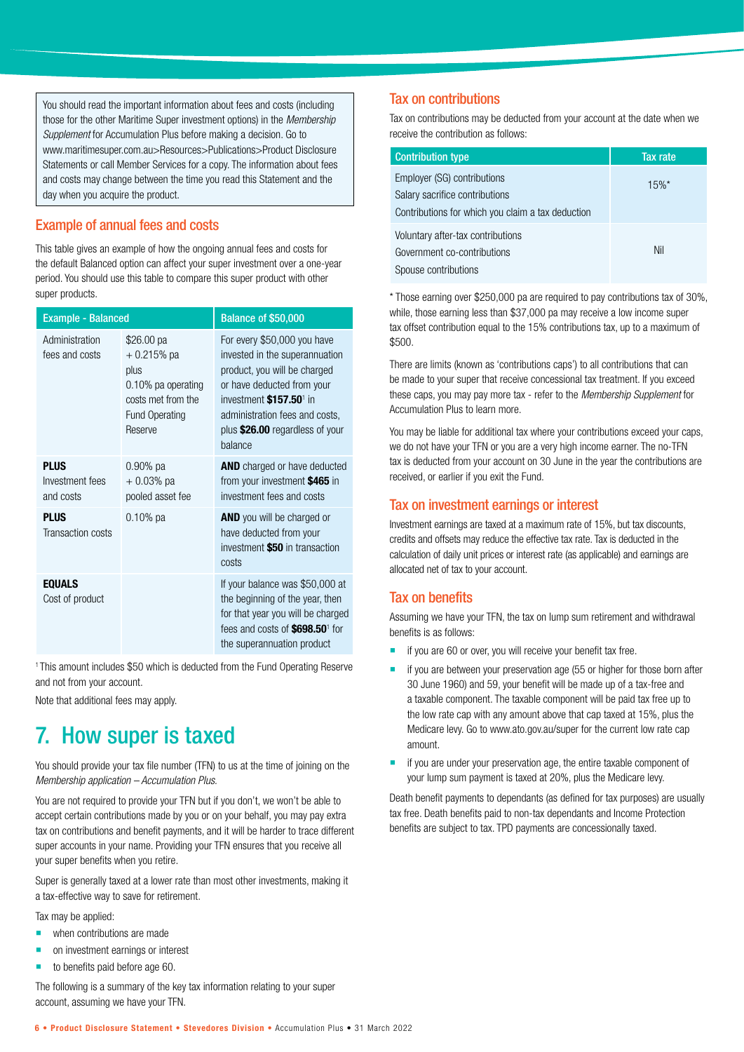You should read the important information about fees and costs (including those for the other Maritime Super investment options) in the *Membership Supplement* for Accumulation Plus before making a decision. Go to www.maritimesuper.com.au>Resources>Publications>Product Disclosure Statements or call Member Services for a copy. The information about fees and costs may change between the time you read this Statement and the day when you acquire the product.

## Example of annual fees and costs

This table gives an example of how the ongoing annual fees and costs for the default Balanced option can affect your super investment over a one-year period. You should use this table to compare this super product with other super products.

| Example - Balanced | | Balance of $50,000 |
|---|---|---|
| Administration fees and costs | $26.00 pa + 0.215% pa plus 0.10% pa operating costs met from the Fund Operating Reserve | For every $50,000 you have invested in the superannuation product, you will be charged or have deducted from your investment **$157.50**[1] in administration fees and costs, plus **$26.00** regardless of your balance |
| **PLUS** Investment fees and costs | 0.90% pa + 0.03% pa pooled asset fee | **AND** charged or have deducted from your investment **$465** in investment fees and costs |
| **PLUS** Transaction costs | 0.10% pa | **AND** you will be charged or have deducted from your investment **$50** in transaction costs |
| **EQUALS** Cost of product | | If your balance was $50,000 at the beginning of the year, then for that year you will be charged fees and costs of **$698.50**[1] for the superannuation product |

[1] This amount includes $50 which is deducted from the Fund Operating Reserve and not from your account.

Note that additional fees may apply.

# 7. How super is taxed

You should provide your tax file number (TFN) to us at the time of joining on the *Membership application – Accumulation Plus*.

You are not required to provide your TFN but if you don't, we won't be able to accept certain contributions made by you or on your behalf, you may pay extra tax on contributions and benefit payments, and it will be harder to trace different super accounts in your name. Providing your TFN ensures that you receive all your super benefits when you retire.

Super is generally taxed at a lower rate than most other investments, making it a tax-effective way to save for retirement.

Tax may be applied:

- when contributions are made
- on investment earnings or interest
- to benefits paid before age 60.

The following is a summary of the key tax information relating to your super account, assuming we have your TFN.

## Tax on contributions

Tax on contributions may be deducted from your account at the date when we receive the contribution as follows:

| Contribution type | Tax rate |
|---|---|
| Employer (SG) contributions<br>Salary sacrifice contributions<br>Contributions for which you claim a tax deduction | 15%* |
| Voluntary after-tax contributions<br>Government co-contributions<br>Spouse contributions | Nil |

\* Those earning over $250,000 pa are required to pay contributions tax of 30%, while, those earning less than $37,000 pa may receive a low income super tax offset contribution equal to the 15% contributions tax, up to a maximum of $500.

There are limits (known as 'contributions caps') to all contributions that can be made to your super that receive concessional tax treatment. If you exceed these caps, you may pay more tax - refer to the *Membership Supplement* for Accumulation Plus to learn more.

You may be liable for additional tax where your contributions exceed your caps, we do not have your TFN or you are a very high income earner. The no-TFN tax is deducted from your account on 30 June in the year the contributions are received, or earlier if you exit the Fund.

## Tax on investment earnings or interest

Investment earnings are taxed at a maximum rate of 15%, but tax discounts, credits and offsets may reduce the effective tax rate. Tax is deducted in the calculation of daily unit prices or interest rate (as applicable) and earnings are allocated net of tax to your account.

## Tax on benefits

Assuming we have your TFN, the tax on lump sum retirement and withdrawal benefits is as follows:

- if you are 60 or over, you will receive your benefit tax free.
- if you are between your preservation age (55 or higher for those born after 30 June 1960) and 59, your benefit will be made up of a tax-free and a taxable component. The taxable component will be paid tax free up to the low rate cap with any amount above that cap taxed at 15%, plus the Medicare levy. Go to www.ato.gov.au/super for the current low rate cap amount.
- if you are under your preservation age, the entire taxable component of your lump sum payment is taxed at 20%, plus the Medicare levy.

Death benefit payments to dependants (as defined for tax purposes) are usually tax free. Death benefits paid to non-tax dependants and Income Protection benefits are subject to tax. TPD payments are concessionally taxed.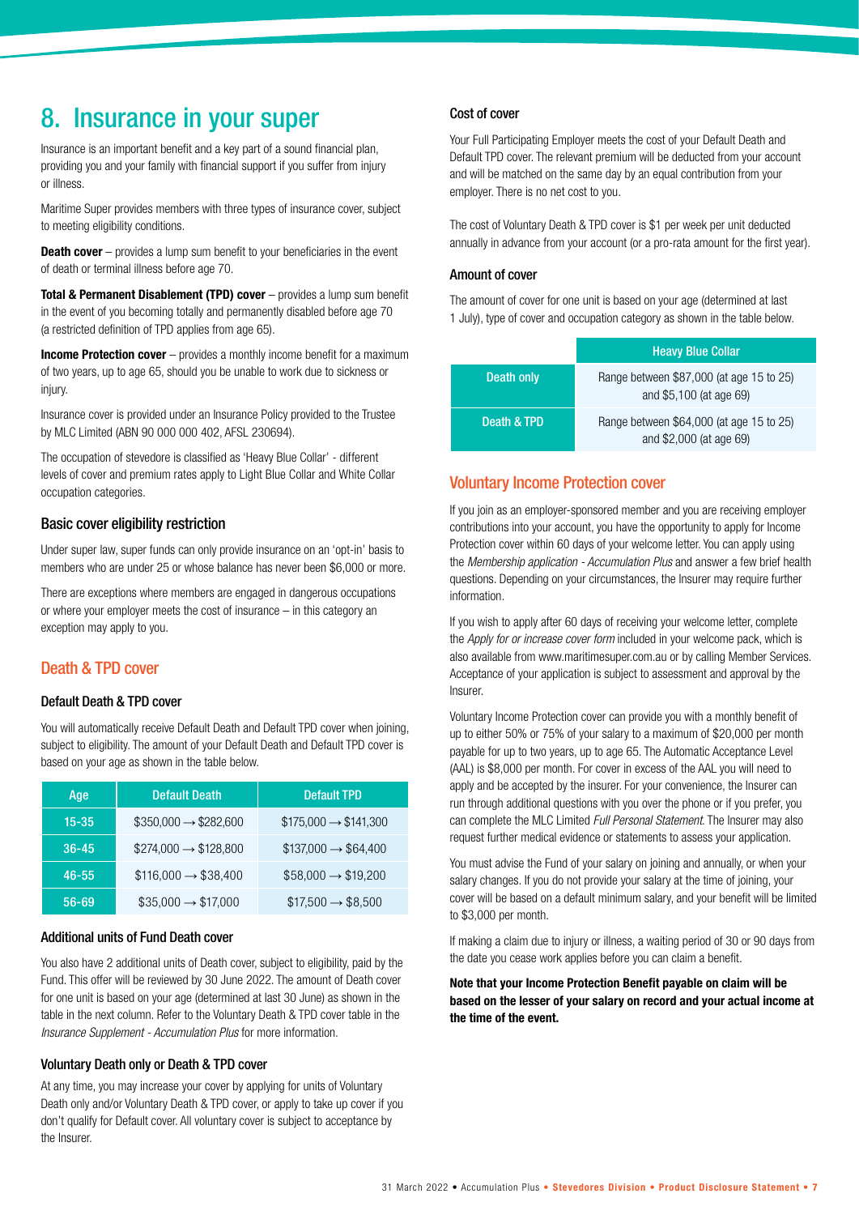# 8. Insurance in your super

Insurance is an important benefit and a key part of a sound financial plan, providing you and your family with financial support if you suffer from injury or illness.

Maritime Super provides members with three types of insurance cover, subject to meeting eligibility conditions.

**Death cover** – provides a lump sum benefit to your beneficiaries in the event of death or terminal illness before age 70.

**Total & Permanent Disablement (TPD) cover** – provides a lump sum benefit in the event of you becoming totally and permanently disabled before age 70 (a restricted definition of TPD applies from age 65).

**Income Protection cover** – provides a monthly income benefit for a maximum of two years, up to age 65, should you be unable to work due to sickness or injury.

Insurance cover is provided under an Insurance Policy provided to the Trustee by MLC Limited (ABN 90 000 000 402, AFSL 230694).

The occupation of stevedore is classified as 'Heavy Blue Collar' - different levels of cover and premium rates apply to Light Blue Collar and White Collar occupation categories.

### Basic cover eligibility restriction

Under super law, super funds can only provide insurance on an 'opt-in' basis to members who are under 25 or whose balance has never been $6,000 or more.

There are exceptions where members are engaged in dangerous occupations or where your employer meets the cost of insurance – in this category an exception may apply to you.

## Death & TPD cover

### Default Death & TPD cover

You will automatically receive Default Death and Default TPD cover when joining, subject to eligibility. The amount of your Default Death and Default TPD cover is based on your age as shown in the table below.

| Age | Default Death | Default TPD |
|---|---|---|
| 15-35 | $350,000 → $282,600 | $175,000 → $141,300 |
| 36-45 | $274,000 → $128,800 | $137,000 → $64,400 |
| 46-55 | $116,000 → $38,400 | $58,000 → $19,200 |
| 56-69 | $35,000 → $17,000 | $17,500 → $8,500 |

### Additional units of Fund Death cover

You also have 2 additional units of Death cover, subject to eligibility, paid by the Fund. This offer will be reviewed by 30 June 2022. The amount of Death cover for one unit is based on your age (determined at last 30 June) as shown in the table in the next column. Refer to the Voluntary Death & TPD cover table in the *Insurance Supplement - Accumulation Plus* for more information.

### Voluntary Death only or Death & TPD cover

At any time, you may increase your cover by applying for units of Voluntary Death only and/or Voluntary Death & TPD cover, or apply to take up cover if you don't qualify for Default cover. All voluntary cover is subject to acceptance by the Insurer.

### Cost of cover

Your Full Participating Employer meets the cost of your Default Death and Default TPD cover. The relevant premium will be deducted from your account and will be matched on the same day by an equal contribution from your employer. There is no net cost to you.

The cost of Voluntary Death & TPD cover is $1 per week per unit deducted annually in advance from your account (or a pro-rata amount for the first year).

### Amount of cover

The amount of cover for one unit is based on your age (determined at last 1 July), type of cover and occupation category as shown in the table below.

| | Heavy Blue Collar |
|---|---|
| Death only | Range between $87,000 (at age 15 to 25) and $5,100 (at age 69) |
| Death & TPD | Range between $64,000 (at age 15 to 25) and $2,000 (at age 69) |

## Voluntary Income Protection cover

If you join as an employer-sponsored member and you are receiving employer contributions into your account, you have the opportunity to apply for Income Protection cover within 60 days of your welcome letter. You can apply using the *Membership application - Accumulation Plus* and answer a few brief health questions. Depending on your circumstances, the Insurer may require further information.

If you wish to apply after 60 days of receiving your welcome letter, complete the *Apply for or increase cover form* included in your welcome pack, which is also available from www.maritimesuper.com.au or by calling Member Services. Acceptance of your application is subject to assessment and approval by the Insurer.

Voluntary Income Protection cover can provide you with a monthly benefit of up to either 50% or 75% of your salary to a maximum of $20,000 per month payable for up to two years, up to age 65. The Automatic Acceptance Level (AAL) is $8,000 per month. For cover in excess of the AAL you will need to apply and be accepted by the insurer. For your convenience, the Insurer can run through additional questions with you over the phone or if you prefer, you can complete the MLC Limited *Full Personal Statement*. The Insurer may also request further medical evidence or statements to assess your application.

You must advise the Fund of your salary on joining and annually, or when your salary changes. If you do not provide your salary at the time of joining, your cover will be based on a default minimum salary, and your benefit will be limited to $3,000 per month.

If making a claim due to injury or illness, a waiting period of 30 or 90 days from the date you cease work applies before you can claim a benefit.

**Note that your Income Protection Benefit payable on claim will be based on the lesser of your salary on record and your actual income at the time of the event.**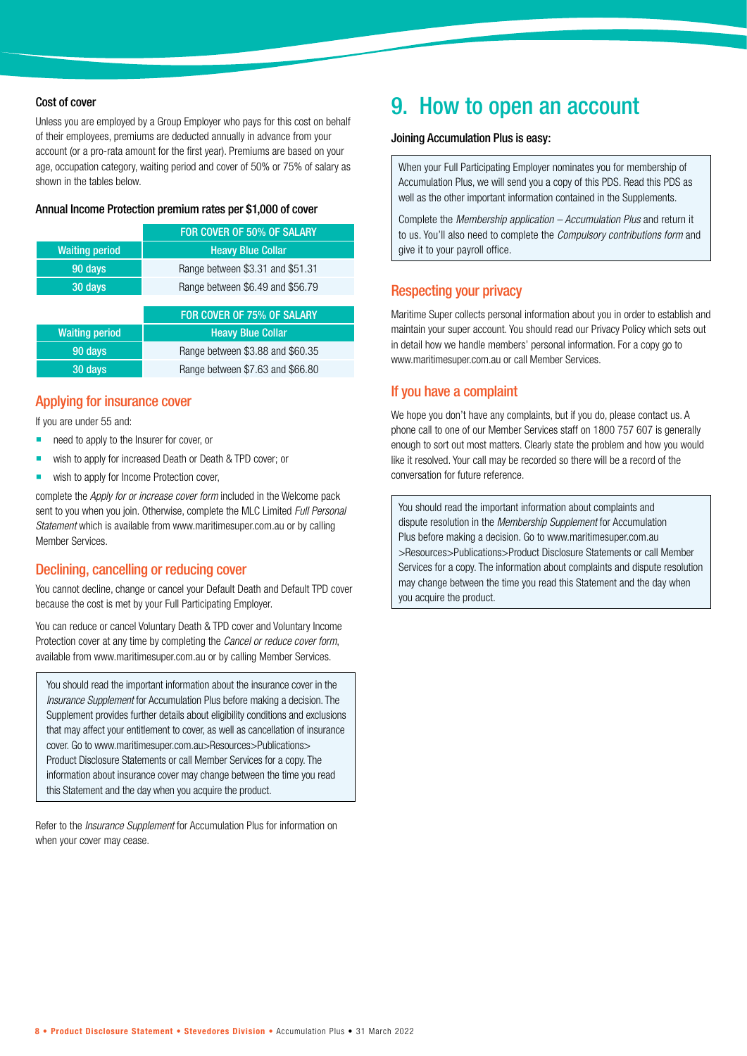### Cost of cover

Unless you are employed by a Group Employer who pays for this cost on behalf of their employees, premiums are deducted annually in advance from your account (or a pro-rata amount for the first year). Premiums are based on your age, occupation category, waiting period and cover of 50% or 75% of salary as shown in the tables below.

**Annual Income Protection premium rates per $1,000 of cover**

| | FOR COVER OF 50% OF SALARY |
|---|---|
| Waiting period | Heavy Blue Collar |
| 90 days | Range between $3.31 and $51.31 |
| 30 days | Range between $6.49 and $56.79 |

| | FOR COVER OF 75% OF SALARY |
|---|---|
| Waiting period | Heavy Blue Collar |
| 90 days | Range between $3.88 and $60.35 |
| 30 days | Range between $7.63 and $66.80 |

## Applying for insurance cover

If you are under 55 and:

- need to apply to the Insurer for cover, or
- wish to apply for increased Death or Death & TPD cover; or
- wish to apply for Income Protection cover,

complete the *Apply for or increase cover form* included in the Welcome pack sent to you when you join. Otherwise, complete the MLC Limited *Full Personal Statement* which is available from www.maritimesuper.com.au or by calling Member Services.

## Declining, cancelling or reducing cover

You cannot decline, change or cancel your Default Death and Default TPD cover because the cost is met by your Full Participating Employer.

You can reduce or cancel Voluntary Death & TPD cover and Voluntary Income Protection cover at any time by completing the *Cancel or reduce cover form*, available from www.maritimesuper.com.au or by calling Member Services.

> You should read the important information about the insurance cover in the *Insurance Supplement* for Accumulation Plus before making a decision. The Supplement provides further details about eligibility conditions and exclusions that may affect your entitlement to cover, as well as cancellation of insurance cover. Go to www.maritimesuper.com.au>Resources>Publications> Product Disclosure Statements or call Member Services for a copy. The information about insurance cover may change between the time you read this Statement and the day when you acquire the product.

Refer to the *Insurance Supplement* for Accumulation Plus for information on when your cover may cease.

# 9. How to open an account

**Joining Accumulation Plus is easy:**

> When your Full Participating Employer nominates you for membership of Accumulation Plus, we will send you a copy of this PDS. Read this PDS as well as the other important information contained in the Supplements.
>
> Complete the *Membership application – Accumulation Plus* and return it to us. You'll also need to complete the *Compulsory contributions form* and give it to your payroll office.

## Respecting your privacy

Maritime Super collects personal information about you in order to establish and maintain your super account. You should read our Privacy Policy which sets out in detail how we handle members' personal information. For a copy go to www.maritimesuper.com.au or call Member Services.

## If you have a complaint

We hope you don't have any complaints, but if you do, please contact us. A phone call to one of our Member Services staff on 1800 757 607 is generally enough to sort out most matters. Clearly state the problem and how you would like it resolved. Your call may be recorded so there will be a record of the conversation for future reference.

> You should read the important information about complaints and dispute resolution in the *Membership Supplement* for Accumulation Plus before making a decision. Go to www.maritimesuper.com.au >Resources>Publications>Product Disclosure Statements or call Member Services for a copy. The information about complaints and dispute resolution may change between the time you read this Statement and the day when you acquire the product.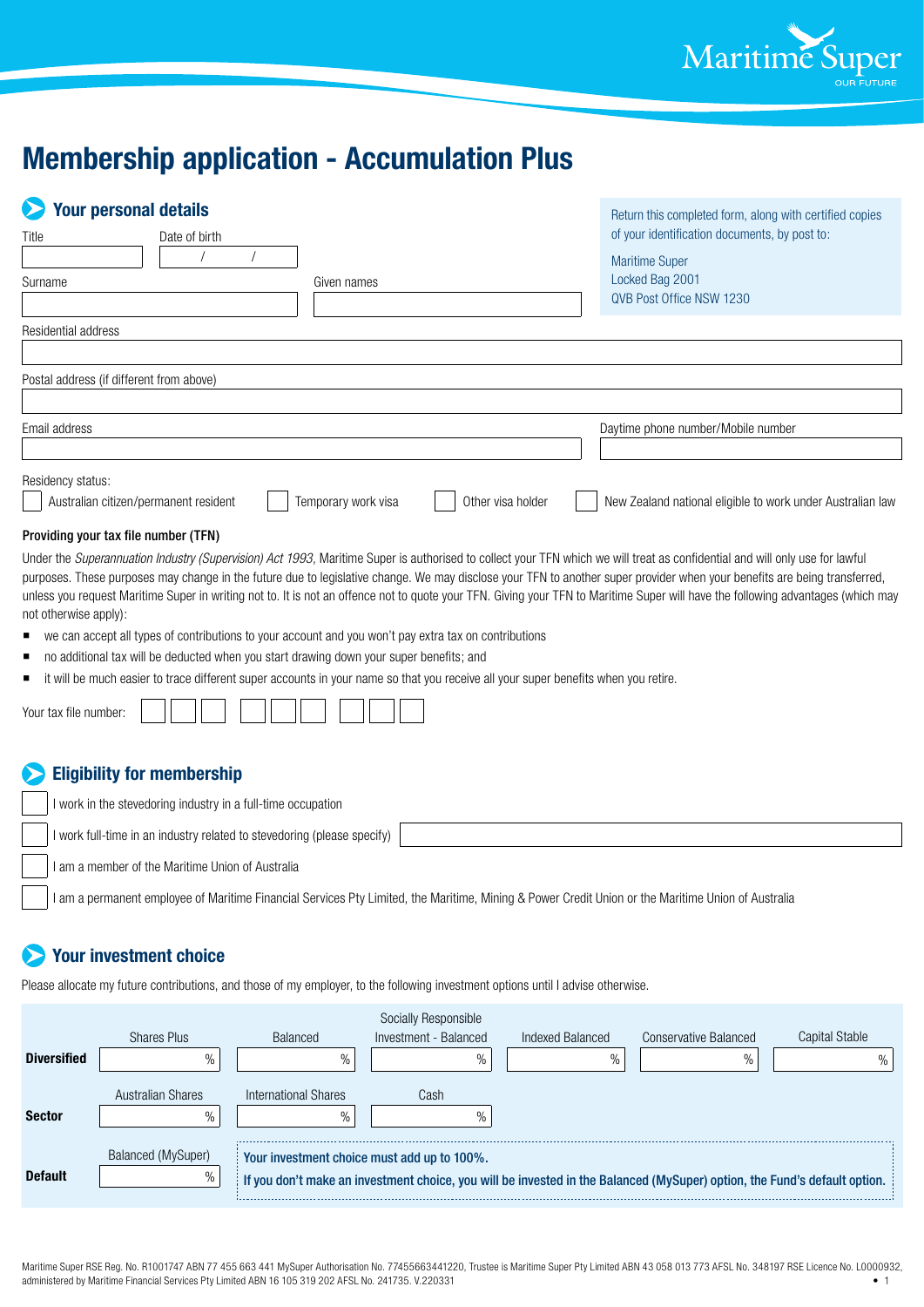Maritime Super
OUR FUTURE

# Membership application - Accumulation Plus

## Your personal details

Return this completed form, along with certified copies of your identification documents, by post to:

Maritime Super
Locked Bag 2001
QVB Post Office NSW 1230

Title

Date of birth &nbsp;&nbsp; / &nbsp;&nbsp; /

Surname

Given names

Residential address

Postal address (if different from above)

Email address

Daytime phone number/Mobile number

Residency status:

☐ Australian citizen/permanent resident ☐ Temporary work visa ☐ Other visa holder ☐ New Zealand national eligible to work under Australian law

**Providing your tax file number (TFN)**

Under the *Superannuation Industry (Supervision) Act 1993*, Maritime Super is authorised to collect your TFN which we will treat as confidential and will only use for lawful purposes. These purposes may change in the future due to legislative change. We may disclose your TFN to another super provider when your benefits are being transferred, unless you request Maritime Super in writing not to. It is not an offence not to quote your TFN. Giving your TFN to Maritime Super will have the following advantages (which may not otherwise apply):

- we can accept all types of contributions to your account and you won't pay extra tax on contributions
- no additional tax will be deducted when you start drawing down your super benefits; and
- it will be much easier to trace different super accounts in your name so that you receive all your super benefits when you retire.

Your tax file number: ☐☐☐ ☐☐☐ ☐☐☐

## Eligibility for membership

☐ I work in the stevedoring industry in a full-time occupation

☐ I work full-time in an industry related to stevedoring (please specify)

☐ I am a member of the Maritime Union of Australia

☐ I am a permanent employee of Maritime Financial Services Pty Limited, the Maritime, Mining & Power Credit Union or the Maritime Union of Australia

## Your investment choice

Please allocate my future contributions, and those of my employer, to the following investment options until I advise otherwise.

| | | | | | | |
|---|---|---|---|---|---|---|
| | Shares Plus | Balanced | Socially Responsible Investment - Balanced | Indexed Balanced | Conservative Balanced | Capital Stable |
| **Diversified** | % | % | % | % | % | % |
| | Australian Shares | International Shares | Cash | | | |
| **Sector** | % | % | % | | | |
| | Balanced (MySuper) | | | | | |
| **Default** | % | | | | | |

**Your investment choice must add up to 100%.**
**If you don't make an investment choice, you will be invested in the Balanced (MySuper) option, the Fund's default option.**

Maritime Super RSE Reg. No. R1001747 ABN 77 455 663 441 MySuper Authorisation No. 77455663441220, Trustee is Maritime Super Pty Limited ABN 43 058 013 773 AFSL No. 348197 RSE Licence No. L0000932, administered by Maritime Financial Services Pty Limited ABN 16 105 319 202 AFSL No. 241735. V.220331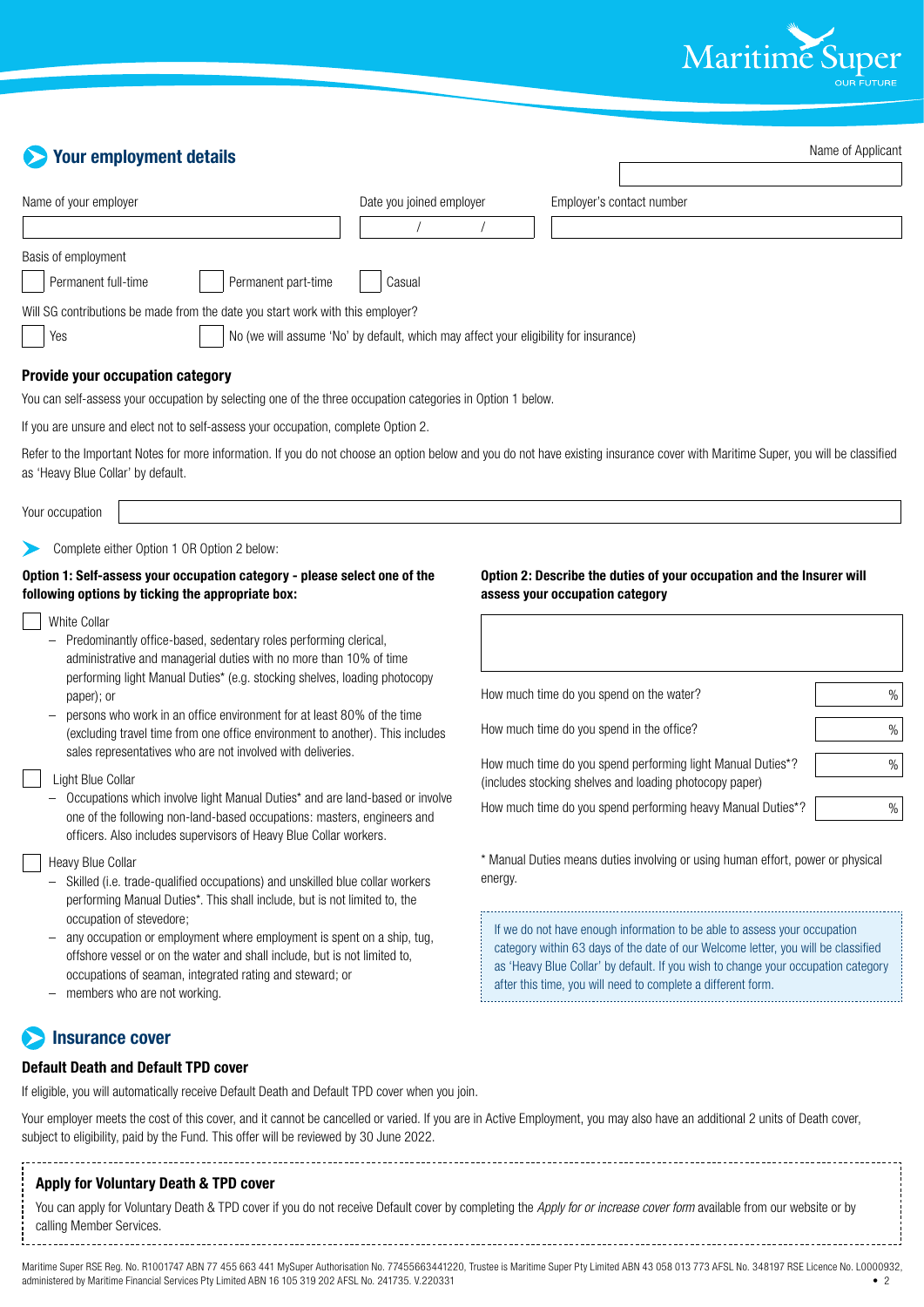## Your employment details

Name of Applicant

| |
|---|
| |

| Name of your employer | Date you joined employer | Employer's contact number |
|---|---|---|
| | / / | |

Basis of employment

☐ Permanent full-time ☐ Permanent part-time ☐ Casual

Will SG contributions be made from the date you start work with this employer?

☐ Yes ☐ No (we will assume 'No' by default, which may affect your eligibility for insurance)

### Provide your occupation category

You can self-assess your occupation by selecting one of the three occupation categories in Option 1 below.

If you are unsure and elect not to self-assess your occupation, complete Option 2.

Refer to the Important Notes for more information. If you do not choose an option below and you do not have existing insurance cover with Maritime Super, you will be classified as 'Heavy Blue Collar' by default.

Your occupation ______________________

Complete either Option 1 OR Option 2 below:

**Option 1: Self-assess your occupation category - please select one of the following options by ticking the appropriate box:**

☐ White Collar
- Predominantly office-based, sedentary roles performing clerical, administrative and managerial duties with no more than 10% of time performing light Manual Duties* (e.g. stocking shelves, loading photocopy paper); or
- persons who work in an office environment for at least 80% of the time (excluding travel time from one office environment to another). This includes sales representatives who are not involved with deliveries.

☐ Light Blue Collar
- Occupations which involve light Manual Duties* and are land-based or involve one of the following non-land-based occupations: masters, engineers and officers. Also includes supervisors of Heavy Blue Collar workers.

☐ Heavy Blue Collar
- Skilled (i.e. trade-qualified occupations) and unskilled blue collar workers performing Manual Duties*. This shall include, but is not limited to, the occupation of stevedore;
- any occupation or employment where employment is spent on a ship, tug, offshore vessel or on the water and shall include, but is not limited to, occupations of seaman, integrated rating and steward; or
- members who are not working.

**Option 2: Describe the duties of your occupation and the Insurer will assess your occupation category**

| |
|---|
| |

| | |
|---|---|
| How much time do you spend on the water? | % |
| How much time do you spend in the office? | % |
| How much time do you spend performing light Manual Duties*? (includes stocking shelves and loading photocopy paper) | % |
| How much time do you spend performing heavy Manual Duties*? | % |

* Manual Duties means duties involving or using human effort, power or physical energy.

If we do not have enough information to be able to assess your occupation category within 63 days of the date of our Welcome letter, you will be classified as 'Heavy Blue Collar' by default. If you wish to change your occupation category after this time, you will need to complete a different form.

## Insurance cover

### Default Death and Default TPD cover

If eligible, you will automatically receive Default Death and Default TPD cover when you join.

Your employer meets the cost of this cover, and it cannot be cancelled or varied. If you are in Active Employment, you may also have an additional 2 units of Death cover, subject to eligibility, paid by the Fund. This offer will be reviewed by 30 June 2022.

### Apply for Voluntary Death & TPD cover

You can apply for Voluntary Death & TPD cover if you do not receive Default cover by completing the *Apply for or increase cover form* available from our website or by calling Member Services.

Maritime Super RSE Reg. No. R1001747 ABN 77 455 663 441 MySuper Authorisation No. 77455663441220, Trustee is Maritime Super Pty Limited ABN 43 058 013 773 AFSL No. 348197 RSE Licence No. L0000932, administered by Maritime Financial Services Pty Limited ABN 16 105 319 202 AFSL No. 241735. V.220331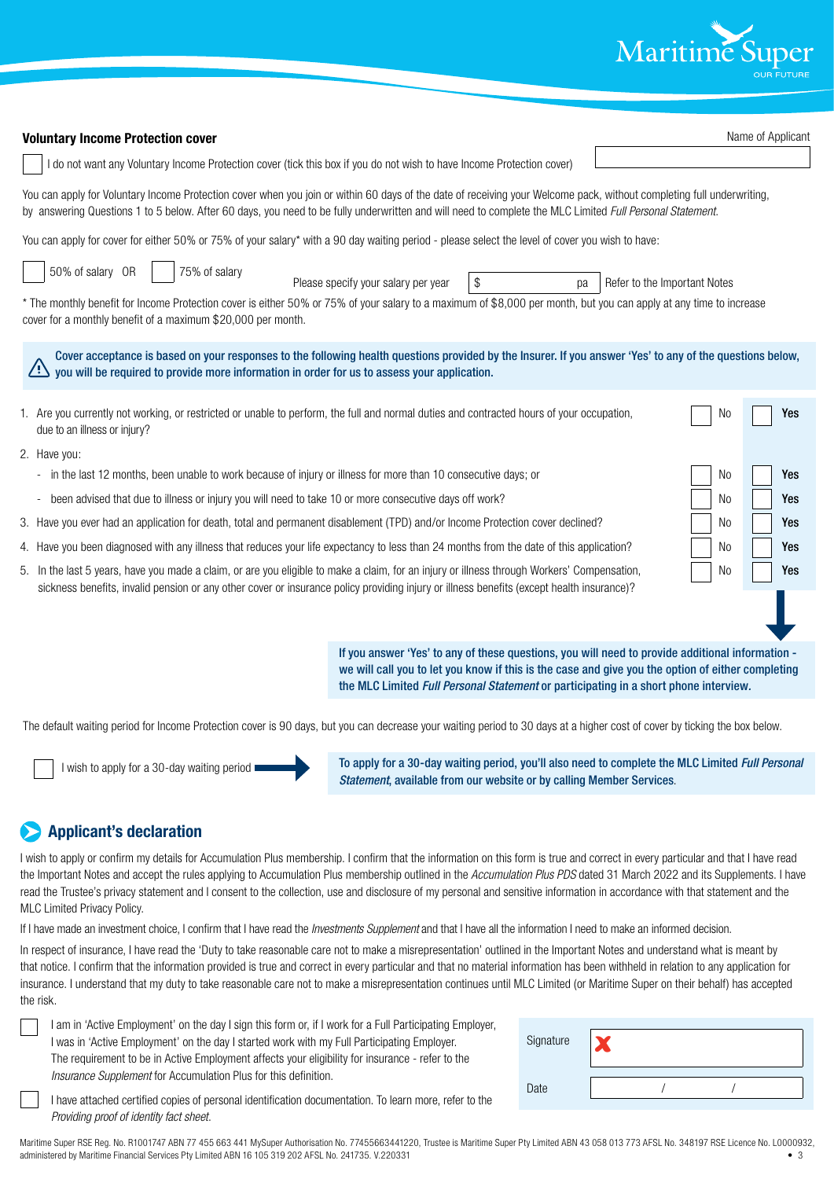## Voluntary Income Protection cover

Name of Applicant

☐ I do not want any Voluntary Income Protection cover (tick this box if you do not wish to have Income Protection cover)

You can apply for Voluntary Income Protection cover when you join or within 60 days of the date of receiving your Welcome pack, without completing full underwriting, by answering Questions 1 to 5 below. After 60 days, you need to be fully underwritten and will need to complete the MLC Limited *Full Personal Statement*.

You can apply for cover for either 50% or 75% of your salary* with a 90 day waiting period - please select the level of cover you wish to have:

☐ 50% of salary OR ☐ 75% of salary

Please specify your salary per year $ ____________ pa Refer to the Important Notes

\* The monthly benefit for Income Protection cover is either 50% or 75% of your salary to a maximum of $8,000 per month, but you can apply at any time to increase cover for a monthly benefit of a maximum $20,000 per month.

**Cover acceptance is based on your responses to the following health questions provided by the Insurer. If you answer 'Yes' to any of the questions below, you will be required to provide more information in order for us to assess your application.**

| Question | No | Yes |
|---|---|---|
| 1. Are you currently not working, or restricted or unable to perform, the full and normal duties and contracted hours of your occupation, due to an illness or injury? | ☐ No | ☐ **Yes** |
| 2. Have you: | | |
| - in the last 12 months, been unable to work because of injury or illness for more than 10 consecutive days; or | ☐ No | ☐ **Yes** |
| - been advised that due to illness or injury you will need to take 10 or more consecutive days off work? | ☐ No | ☐ **Yes** |
| 3. Have you ever had an application for death, total and permanent disablement (TPD) and/or Income Protection cover declined? | ☐ No | ☐ **Yes** |
| 4. Have you been diagnosed with any illness that reduces your life expectancy to less than 24 months from the date of this application? | ☐ No | ☐ **Yes** |
| 5. In the last 5 years, have you made a claim, or are you eligible to make a claim, for an injury or illness through Workers' Compensation, sickness benefits, invalid pension or any other cover or insurance policy providing injury or illness benefits (except health insurance)? | ☐ No | ☐ **Yes** |

**If you answer 'Yes' to any of these questions, you will need to provide additional information - we will call you to let you know if this is the case and give you the option of either completing the MLC Limited *Full Personal Statement* or participating in a short phone interview.**

The default waiting period for Income Protection cover is 90 days, but you can decrease your waiting period to 30 days at a higher cost of cover by ticking the box below.

☐ I wish to apply for a 30-day waiting period

**To apply for a 30-day waiting period, you'll also need to complete the MLC Limited *Full Personal Statement*, available from our website or by calling Member Services.**

## Applicant's declaration

I wish to apply or confirm my details for Accumulation Plus membership. I confirm that the information on this form is true and correct in every particular and that I have read the Important Notes and accept the rules applying to Accumulation Plus membership outlined in the *Accumulation Plus PDS* dated 31 March 2022 and its Supplements. I have read the Trustee's privacy statement and I consent to the collection, use and disclosure of my personal and sensitive information in accordance with that statement and the MLC Limited Privacy Policy.

If I have made an investment choice, I confirm that I have read the *Investments Supplement* and that I have all the information I need to make an informed decision.

In respect of insurance, I have read the 'Duty to take reasonable care not to make a misrepresentation' outlined in the Important Notes and understand what is meant by that notice. I confirm that the information provided is true and correct in every particular and that no material information has been withheld in relation to any application for insurance. I understand that my duty to take reasonable care not to make a misrepresentation continues until MLC Limited (or Maritime Super on their behalf) has accepted the risk.

☐ I am in 'Active Employment' on the day I sign this form or, if I work for a Full Participating Employer, I was in 'Active Employment' on the day I started work with my Full Participating Employer. The requirement to be in Active Employment affects your eligibility for insurance - refer to the *Insurance Supplement* for Accumulation Plus for this definition.

☐ I have attached certified copies of personal identification documentation. To learn more, refer to the *Providing proof of identity fact sheet*.

Signature ✗

Date ____ / ____ / ____

Maritime Super RSE Reg. No. R1001747 ABN 77 455 663 441 MySuper Authorisation No. 77455663441220, Trustee is Maritime Super Pty Limited ABN 43 058 013 773 AFSL No. 348197 RSE Licence No. L0000932, administered by Maritime Financial Services Pty Limited ABN 16 105 319 202 AFSL No. 241735. V.220331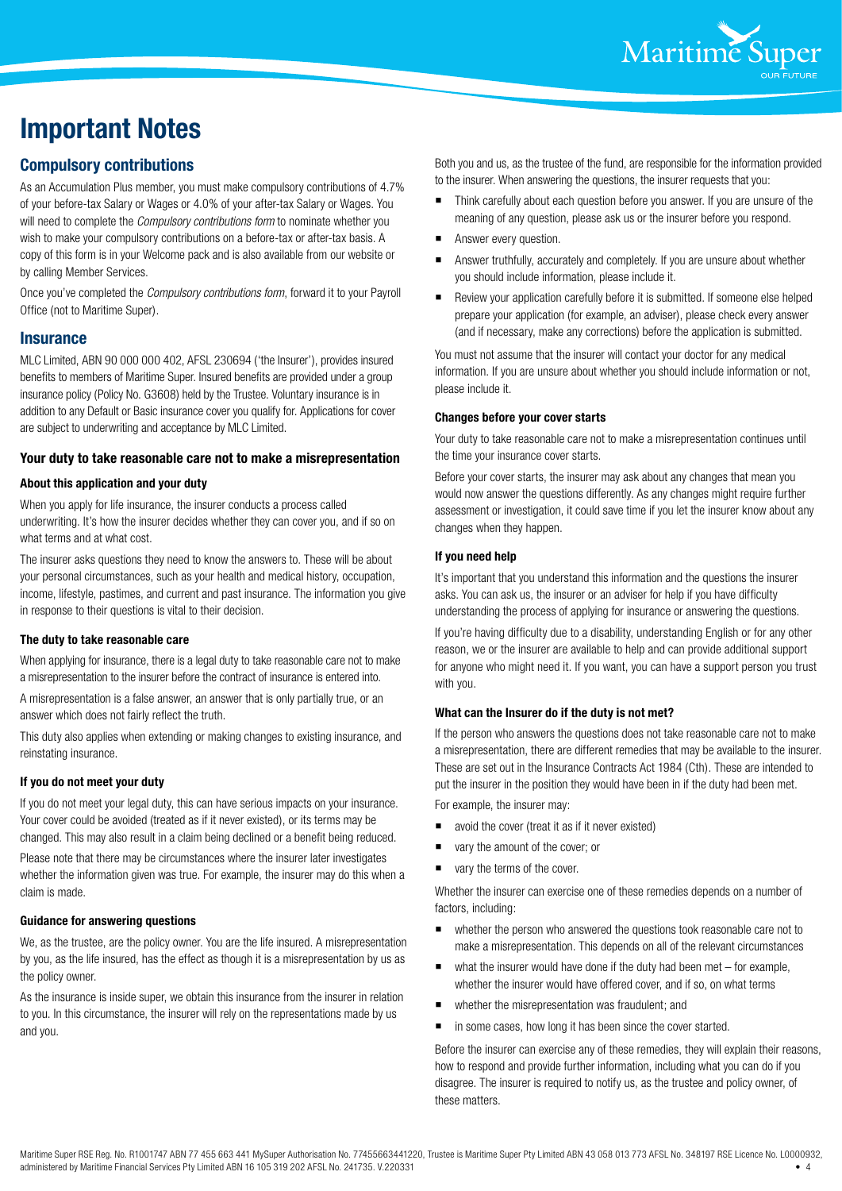# Important Notes

## Compulsory contributions

As an Accumulation Plus member, you must make compulsory contributions of 4.7% of your before-tax Salary or Wages or 4.0% of your after-tax Salary or Wages. You will need to complete the *Compulsory contributions form* to nominate whether you wish to make your compulsory contributions on a before-tax or after-tax basis. A copy of this form is in your Welcome pack and is also available from our website or by calling Member Services.

Once you've completed the *Compulsory contributions form*, forward it to your Payroll Office (not to Maritime Super).

## Insurance

MLC Limited, ABN 90 000 000 402, AFSL 230694 ('the Insurer'), provides insured benefits to members of Maritime Super. Insured benefits are provided under a group insurance policy (Policy No. G3608) held by the Trustee. Voluntary insurance is in addition to any Default or Basic insurance cover you qualify for. Applications for cover are subject to underwriting and acceptance by MLC Limited.

### Your duty to take reasonable care not to make a misrepresentation

#### About this application and your duty

When you apply for life insurance, the insurer conducts a process called underwriting. It's how the insurer decides whether they can cover you, and if so on what terms and at what cost.

The insurer asks questions they need to know the answers to. These will be about your personal circumstances, such as your health and medical history, occupation, income, lifestyle, pastimes, and current and past insurance. The information you give in response to their questions is vital to their decision.

#### The duty to take reasonable care

When applying for insurance, there is a legal duty to take reasonable care not to make a misrepresentation to the insurer before the contract of insurance is entered into.

A misrepresentation is a false answer, an answer that is only partially true, or an answer which does not fairly reflect the truth.

This duty also applies when extending or making changes to existing insurance, and reinstating insurance.

#### If you do not meet your duty

If you do not meet your legal duty, this can have serious impacts on your insurance. Your cover could be avoided (treated as if it never existed), or its terms may be changed. This may also result in a claim being declined or a benefit being reduced.

Please note that there may be circumstances where the insurer later investigates whether the information given was true. For example, the insurer may do this when a claim is made.

#### Guidance for answering questions

We, as the trustee, are the policy owner. You are the life insured. A misrepresentation by you, as the life insured, has the effect as though it is a misrepresentation by us as the policy owner.

As the insurance is inside super, we obtain this insurance from the insurer in relation to you. In this circumstance, the insurer will rely on the representations made by us and you.

Both you and us, as the trustee of the fund, are responsible for the information provided to the insurer. When answering the questions, the insurer requests that you:

- Think carefully about each question before you answer. If you are unsure of the meaning of any question, please ask us or the insurer before you respond.
- Answer every question.
- Answer truthfully, accurately and completely. If you are unsure about whether you should include information, please include it.
- Review your application carefully before it is submitted. If someone else helped prepare your application (for example, an adviser), please check every answer (and if necessary, make any corrections) before the application is submitted.

You must not assume that the insurer will contact your doctor for any medical information. If you are unsure about whether you should include information or not, please include it.

#### Changes before your cover starts

Your duty to take reasonable care not to make a misrepresentation continues until the time your insurance cover starts.

Before your cover starts, the insurer may ask about any changes that mean you would now answer the questions differently. As any changes might require further assessment or investigation, it could save time if you let the insurer know about any changes when they happen.

#### If you need help

It's important that you understand this information and the questions the insurer asks. You can ask us, the insurer or an adviser for help if you have difficulty understanding the process of applying for insurance or answering the questions.

If you're having difficulty due to a disability, understanding English or for any other reason, we or the insurer are available to help and can provide additional support for anyone who might need it. If you want, you can have a support person you trust with you.

#### What can the Insurer do if the duty is not met?

If the person who answers the questions does not take reasonable care not to make a misrepresentation, there are different remedies that may be available to the insurer. These are set out in the Insurance Contracts Act 1984 (Cth). These are intended to put the insurer in the position they would have been in if the duty had been met.

For example, the insurer may:

- avoid the cover (treat it as if it never existed)
- vary the amount of the cover; or
- vary the terms of the cover.

Whether the insurer can exercise one of these remedies depends on a number of factors, including:

- whether the person who answered the questions took reasonable care not to make a misrepresentation. This depends on all of the relevant circumstances
- what the insurer would have done if the duty had been met – for example, whether the insurer would have offered cover, and if so, on what terms
- whether the misrepresentation was fraudulent; and
- in some cases, how long it has been since the cover started.

Before the insurer can exercise any of these remedies, they will explain their reasons, how to respond and provide further information, including what you can do if you disagree. The insurer is required to notify us, as the trustee and policy owner, of these matters.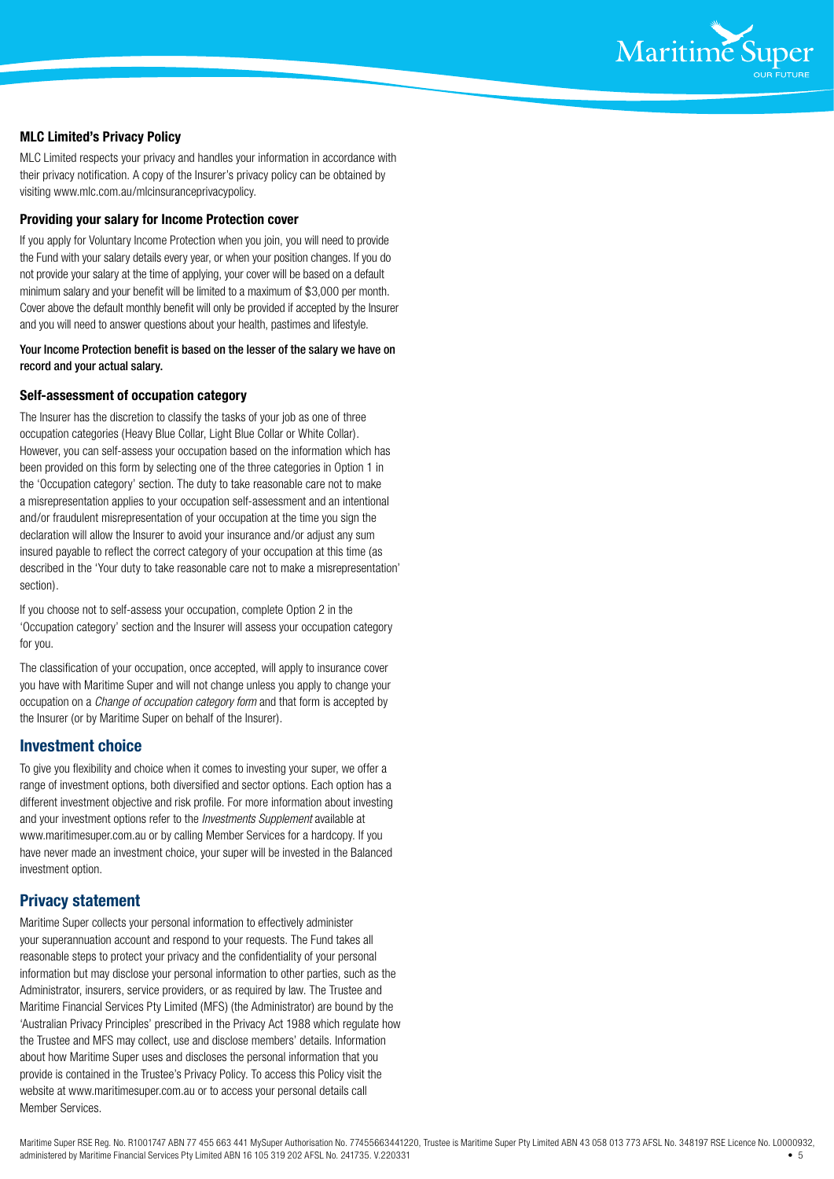### MLC Limited's Privacy Policy

MLC Limited respects your privacy and handles your information in accordance with their privacy notification. A copy of the Insurer's privacy policy can be obtained by visiting www.mlc.com.au/mlcinsuranceprivacypolicy.

### Providing your salary for Income Protection cover

If you apply for Voluntary Income Protection when you join, you will need to provide the Fund with your salary details every year, or when your position changes. If you do not provide your salary at the time of applying, your cover will be based on a default minimum salary and your benefit will be limited to a maximum of $3,000 per month. Cover above the default monthly benefit will only be provided if accepted by the Insurer and you will need to answer questions about your health, pastimes and lifestyle.

Your Income Protection benefit is based on the lesser of the salary we have on record and your actual salary.

### Self-assessment of occupation category

The Insurer has the discretion to classify the tasks of your job as one of three occupation categories (Heavy Blue Collar, Light Blue Collar or White Collar). However, you can self-assess your occupation based on the information which has been provided on this form by selecting one of the three categories in Option 1 in the 'Occupation category' section. The duty to take reasonable care not to make a misrepresentation applies to your occupation self-assessment and an intentional and/or fraudulent misrepresentation of your occupation at the time you sign the declaration will allow the Insurer to avoid your insurance and/or adjust any sum insured payable to reflect the correct category of your occupation at this time (as described in the 'Your duty to take reasonable care not to make a misrepresentation' section).

If you choose not to self-assess your occupation, complete Option 2 in the 'Occupation category' section and the Insurer will assess your occupation category for you.

The classification of your occupation, once accepted, will apply to insurance cover you have with Maritime Super and will not change unless you apply to change your occupation on a *Change of occupation category form* and that form is accepted by the Insurer (or by Maritime Super on behalf of the Insurer).

## Investment choice

To give you flexibility and choice when it comes to investing your super, we offer a range of investment options, both diversified and sector options. Each option has a different investment objective and risk profile. For more information about investing and your investment options refer to the *Investments Supplement* available at www.maritimesuper.com.au or by calling Member Services for a hardcopy. If you have never made an investment choice, your super will be invested in the Balanced investment option.

## Privacy statement

Maritime Super collects your personal information to effectively administer your superannuation account and respond to your requests. The Fund takes all reasonable steps to protect your privacy and the confidentiality of your personal information but may disclose your personal information to other parties, such as the Administrator, insurers, service providers, or as required by law. The Trustee and Maritime Financial Services Pty Limited (MFS) (the Administrator) are bound by the 'Australian Privacy Principles' prescribed in the Privacy Act 1988 which regulate how the Trustee and MFS may collect, use and disclose members' details. Information about how Maritime Super uses and discloses the personal information that you provide is contained in the Trustee's Privacy Policy. To access this Policy visit the website at www.maritimesuper.com.au or to access your personal details call Member Services.

Maritime Super RSE Reg. No. R1001747 ABN 77 455 663 441 MySuper Authorisation No. 77455663441220, Trustee is Maritime Super Pty Limited ABN 43 058 013 773 AFSL No. 348197 RSE Licence No. L0000932, administered by Maritime Financial Services Pty Limited ABN 16 105 319 202 AFSL No. 241735. V.220331